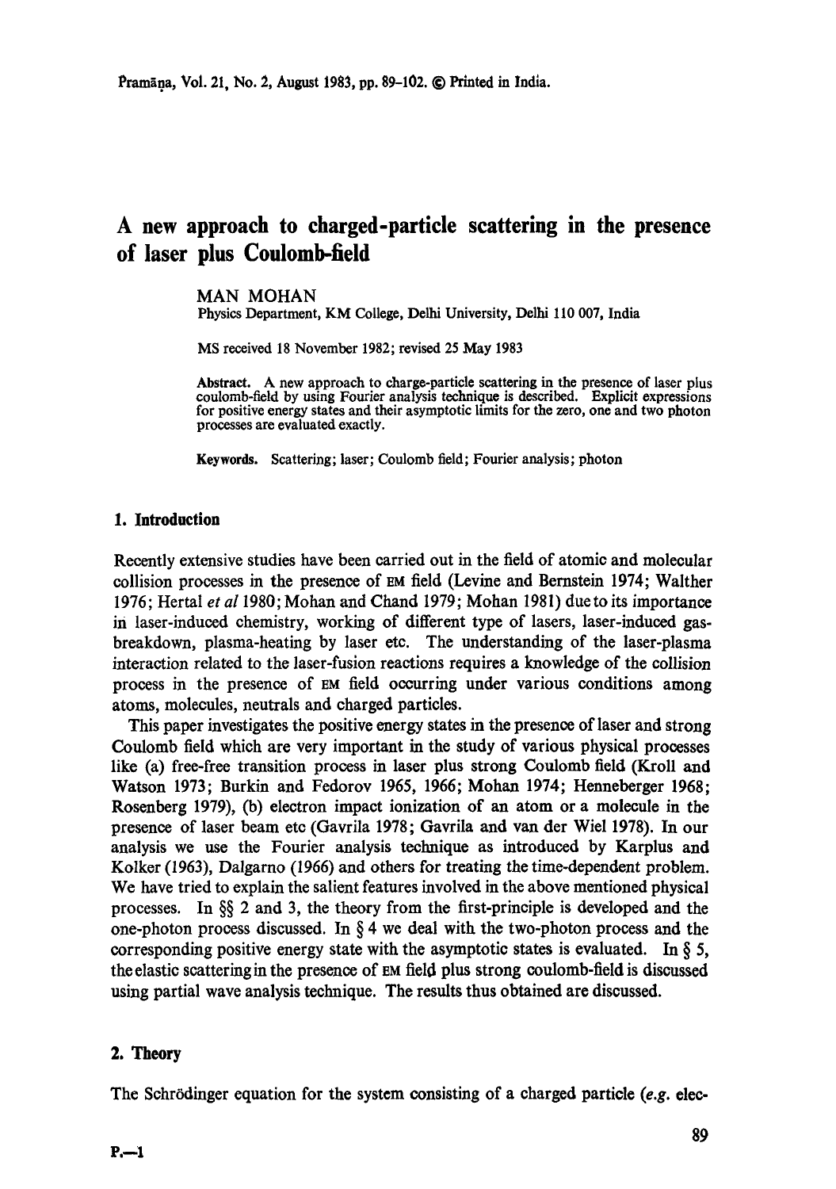# A new approach to charged-particle scattering in the presence of laser plus Coulomb-field

MAN MOHAN

Physics Department, KM College, Delhi University, Delhi 110 007, India

MS received 18 November 1982; revised 25 May 1983

**Abstract.** A new approach to charge-particle scattering in the presence of laser plus coulomb-field by using Fourier analysis technique is described. Explicit expressions for positive energy states and their asymptotic limits for the zero, one and two photon processes are evaluated exactly.

**Keywords.** Scattering; laser; Coulomb field; Fourier analysis; photon

## 1. Introduction

Recently extensive studies have been carried out in the field of atomic and molecular collision processes in the presence of EM field (Levine and Bernstein 1974; Walther 1976; Hertal *et al* 1980; Mohan and Chand 1979; Mohan 1981) due to its importance in laser-induced chemistry, working of different type of lasers, laser-induced gas-breakdown, plasma-heating by laser etc. The understanding of the laser-plasma interaction related to the laser-fusion reactions requires a knowledge of the collision process in the presence of EM field occurring under various conditions among atoms, molecules, neutrals and charged particles.

This paper investigates the positive energy states in the presence of laser and strong Coulomb field which are very important in the study of various physical processes like (a) free-free transition process in laser plus strong Coulomb field (Kroll and Watson 1973; Burkin and Fedorov 1965, 1966; Mohan 1974; Henneberger 1968; Rosenberg 1979), (b) electron impact ionization of an atom or a molecule in the presence of laser beam etc (Gavrila 1978; Gavrila and van der Wiel 1978). In our analysis we use the Fourier analysis technique as introduced by Karplus and Kolker (1963), Dalgarno (1966) and others for treating the time-dependent problem. We have tried to explain the salient features involved in the above mentioned physical processes. In §§ 2 and 3, the theory from the first-principle is developed and the one-photon process discussed. In § 4 we deal with the two-photon process and the corresponding positive energy state with the asymptotic states is evaluated. In § 5, the elastic scattering in the presence of EM field plus strong coulomb-field is discussed using partial wave analysis technique. The results thus obtained are discussed.

## 2. Theory

The Schrödinger equation for the system consisting of a charged particle (*e.g.* elec-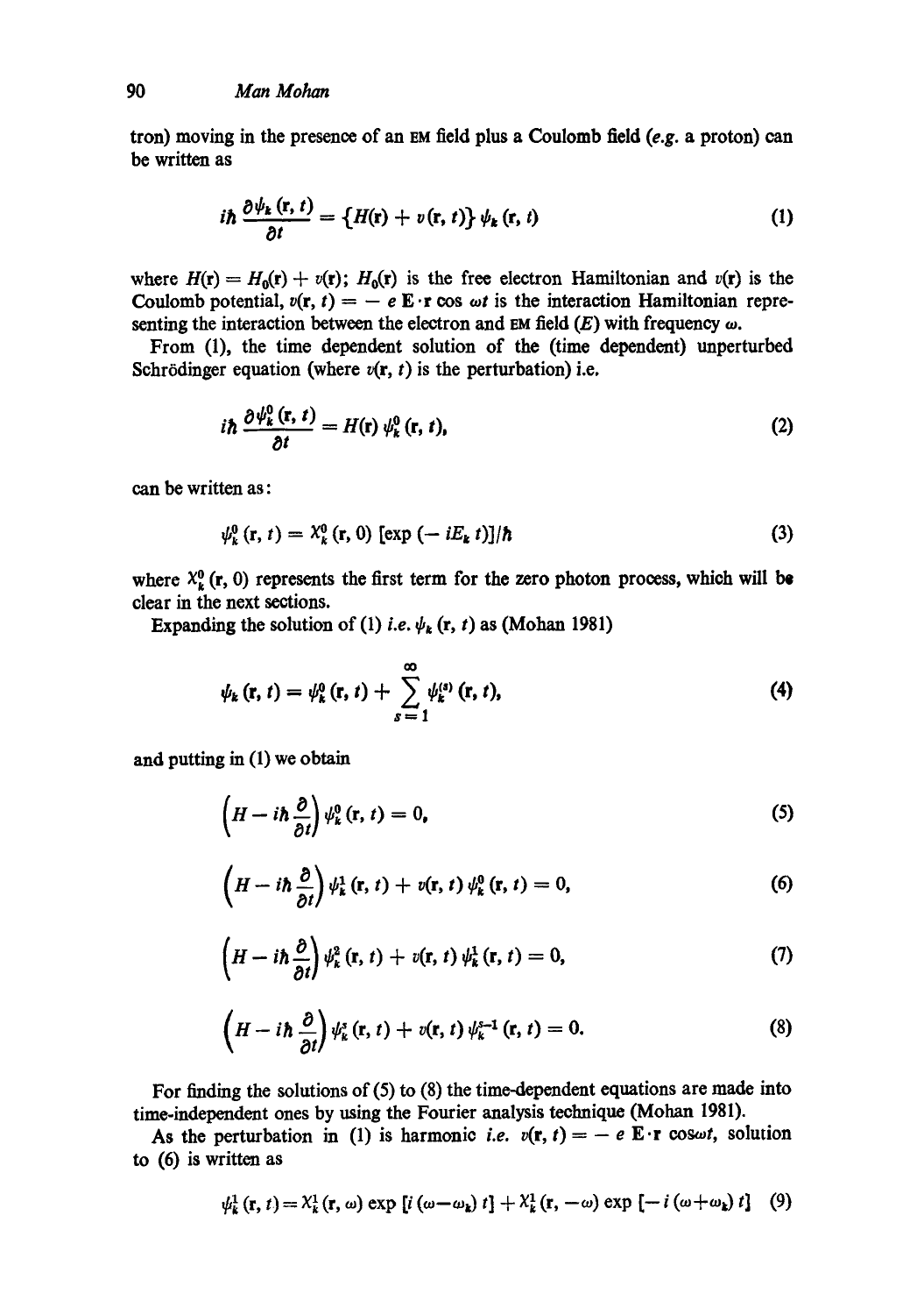tron) moving in the presence of an EM field plus a Coulomb field (*e.g.* a proton) can be written as

$$i\hbar \frac{\partial \psi_k(\mathbf{r}, t)}{\partial t} = \{H(\mathbf{r}) + v(\mathbf{r}, t)\} \psi_k(\mathbf{r}, t) \tag{1}$$

where $H(\mathbf{r}) = H_0(\mathbf{r}) + v(\mathbf{r})$; $H_0(\mathbf{r})$ is the free electron Hamiltonian and $v(\mathbf{r})$ is the Coulomb potential, $v(\mathbf{r}, t) = -e\,\mathbf{E}\cdot\mathbf{r}\cos\omega t$ is the interaction Hamiltonian representing the interaction between the electron and EM field ($E$) with frequency $\omega$.

From (1), the time dependent solution of the (time dependent) unperturbed Schrödinger equation (where $v(\mathbf{r}, t)$ is the perturbation) i.e.

$$i\hbar \frac{\partial \psi_k^0(\mathbf{r}, t)}{\partial t} = H(\mathbf{r})\, \psi_k^0(\mathbf{r}, t), \tag{2}$$

can be written as:

$$\psi_k^0(\mathbf{r}, t) = X_k^0(\mathbf{r}, 0)\,[\exp(-iE_k t)]/\hbar \tag{3}$$

where $X_k^0(\mathbf{r}, 0)$ represents the first term for the zero photon process, which will be clear in the next sections.

Expanding the solution of (1) *i.e.* $\psi_k(\mathbf{r}, t)$ as (Mohan 1981)

$$\psi_k(\mathbf{r}, t) = \psi_k^0(\mathbf{r}, t) + \sum_{s=1}^{\infty} \psi_k^{(s)}(\mathbf{r}, t), \tag{4}$$

and putting in (1) we obtain

$$\left(H - i\hbar \frac{\partial}{\partial t}\right) \psi_k^0(\mathbf{r}, t) = 0, \tag{5}$$

$$\left(H - i\hbar \frac{\partial}{\partial t}\right) \psi_k^1(\mathbf{r}, t) + v(\mathbf{r}, t)\, \psi_k^0(\mathbf{r}, t) = 0, \tag{6}$$

$$\left(H - i\hbar \frac{\partial}{\partial t}\right) \psi_k^2(\mathbf{r}, t) + v(\mathbf{r}, t)\, \psi_k^1(\mathbf{r}, t) = 0, \tag{7}$$

$$\left(H - i\hbar \frac{\partial}{\partial t}\right) \psi_k^s(\mathbf{r}, t) + v(\mathbf{r}, t)\, \psi_k^{s-1}(\mathbf{r}, t) = 0. \tag{8}$$

For finding the solutions of (5) to (8) the time-dependent equations are made into time-independent ones by using the Fourier analysis technique (Mohan 1981).

As the perturbation in (1) is harmonic *i.e.* $v(\mathbf{r}, t) = -e\,\mathbf{E}\cdot\mathbf{r}\cos\omega t$, solution to (6) is written as

$$\psi_k^1(\mathbf{r}, t) = X_k^1(\mathbf{r}, \omega)\exp[i(\omega - \omega_k)t] + X_k^1(\mathbf{r}, -\omega)\exp[-i(\omega + \omega_k)t] \tag{9}$$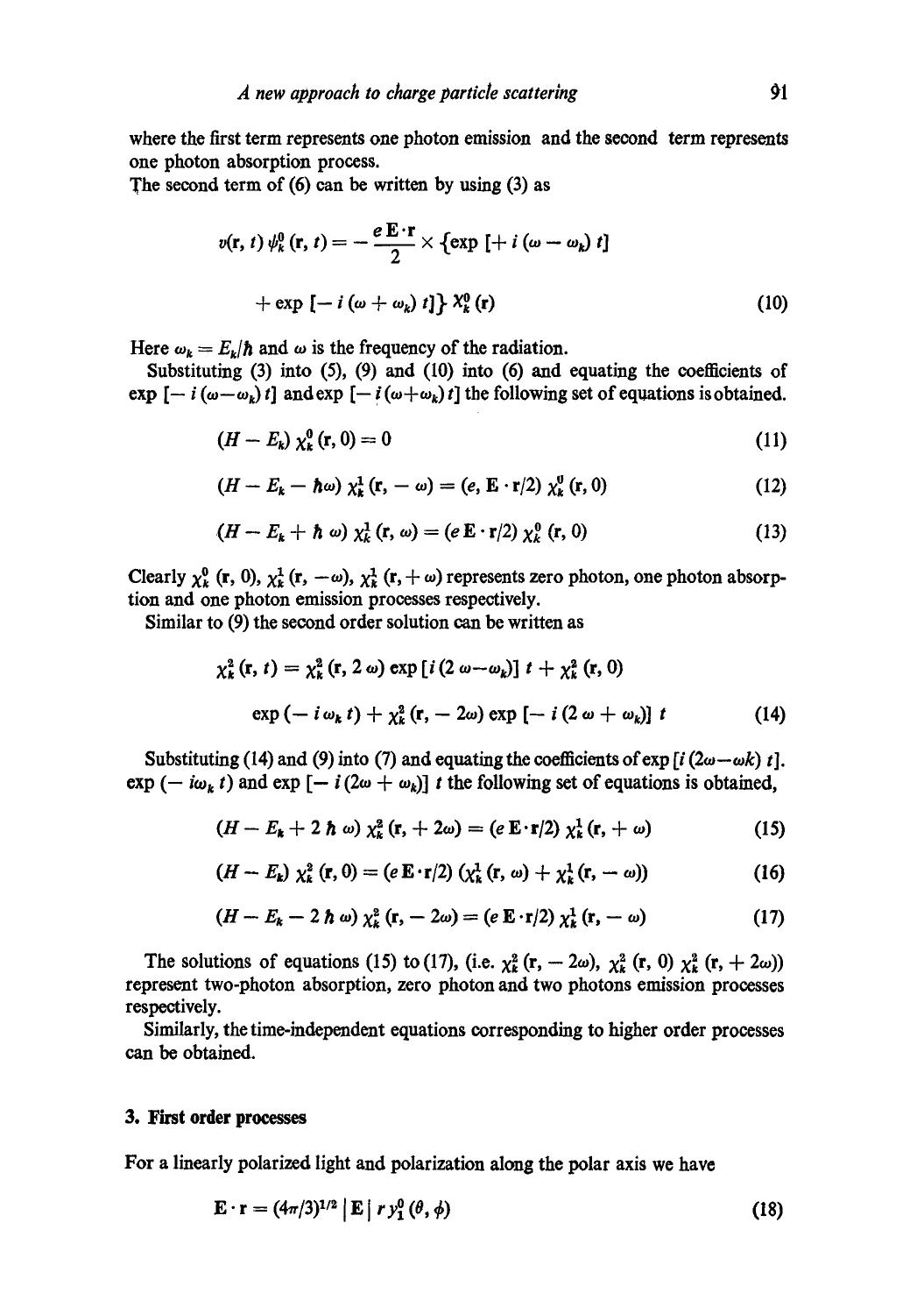where the first term represents one photon emission and the second term represents one photon absorption process.

The second term of (6) can be written by using (3) as

$$v(\mathbf{r}, t)\, \psi_k^0(\mathbf{r}, t) = -\frac{e\,\mathbf{E}\cdot\mathbf{r}}{2} \times \{\exp[+i(\omega - \omega_k)\, t]$$

$$+ \exp[-i(\omega + \omega_k)\, t]\}\, \chi_k^0(\mathbf{r}) \tag{10}$$

Here $\omega_k = E_k/\hbar$ and $\omega$ is the frequency of the radiation.

Substituting (3) into (5), (9) and (10) into (6) and equating the coefficients of $\exp[-i(\omega - \omega_k)\, t]$ and $\exp[-i(\omega + \omega_k)\, t]$ the following set of equations is obtained.

$$(H - E_k)\, \chi_k^0(\mathbf{r}, 0) = 0 \tag{11}$$

$$(H - E_k - \hbar\omega)\, \chi_k^1(\mathbf{r}, -\omega) = (e, \mathbf{E}\cdot\mathbf{r}/2)\, \chi_k^0(\mathbf{r}, 0) \tag{12}$$

$$(H - E_k + \hbar\,\omega)\, \chi_k^1(\mathbf{r}, \omega) = (e\,\mathbf{E}\cdot\mathbf{r}/2)\, \chi_k^0(\mathbf{r}, 0) \tag{13}$$

Clearly $\chi_k^0(\mathbf{r}, 0)$, $\chi_k^1(\mathbf{r}, -\omega)$, $\chi_k^1(\mathbf{r}, +\omega)$ represents zero photon, one photon absorption and one photon emission processes respectively.

Similar to (9) the second order solution can be written as

$$\chi_k^2(\mathbf{r}, t) = \chi_k^2(\mathbf{r}, 2\,\omega)\exp[i(2\,\omega - \omega_k)]\, t + \chi_k^2(\mathbf{r}, 0)$$

$$\exp(-i\,\omega_k\, t) + \chi_k^2(\mathbf{r}, -2\omega)\exp[-i(2\,\omega + \omega_k)]\, t \tag{14}$$

Substituting (14) and (9) into (7) and equating the coefficients of $\exp[i(2\omega - \omega k)\, t]$. $\exp(-i\omega_k\, t)$ and $\exp[-i(2\omega + \omega_k)]\, t$ the following set of equations is obtained,

$$(H - E_k + 2\,\hbar\,\omega)\, \chi_k^2(\mathbf{r}, +2\omega) = (e\,\mathbf{E}\cdot\mathbf{r}/2)\, \chi_k^1(\mathbf{r}, +\omega) \tag{15}$$

$$(H - E_k)\, \chi_k^2(\mathbf{r}, 0) = (e\,\mathbf{E}\cdot\mathbf{r}/2)\, (\chi_k^1(\mathbf{r}, \omega) + \chi_k^1(\mathbf{r}, -\omega)) \tag{16}$$

$$(H - E_k - 2\,\hbar\,\omega)\, \chi_k^2(\mathbf{r}, -2\omega) = (e\,\mathbf{E}\cdot\mathbf{r}/2)\, \chi_k^1(\mathbf{r}, -\omega) \tag{17}$$

The solutions of equations (15) to (17), (i.e. $\chi_k^2(\mathbf{r}, -2\omega)$, $\chi_k^2(\mathbf{r}, 0)$ $\chi_k^2(\mathbf{r}, +2\omega)$) represent two-photon absorption, zero photon and two photons emission processes respectively.

Similarly, the time-independent equations corresponding to higher order processes can be obtained.

## 3. First order processes

For a linearly polarized light and polarization along the polar axis we have

$$\mathbf{E}\cdot\mathbf{r} = (4\pi/3)^{1/2}\, |\mathbf{E}|\, r\, y_1^0(\theta, \phi) \tag{18}$$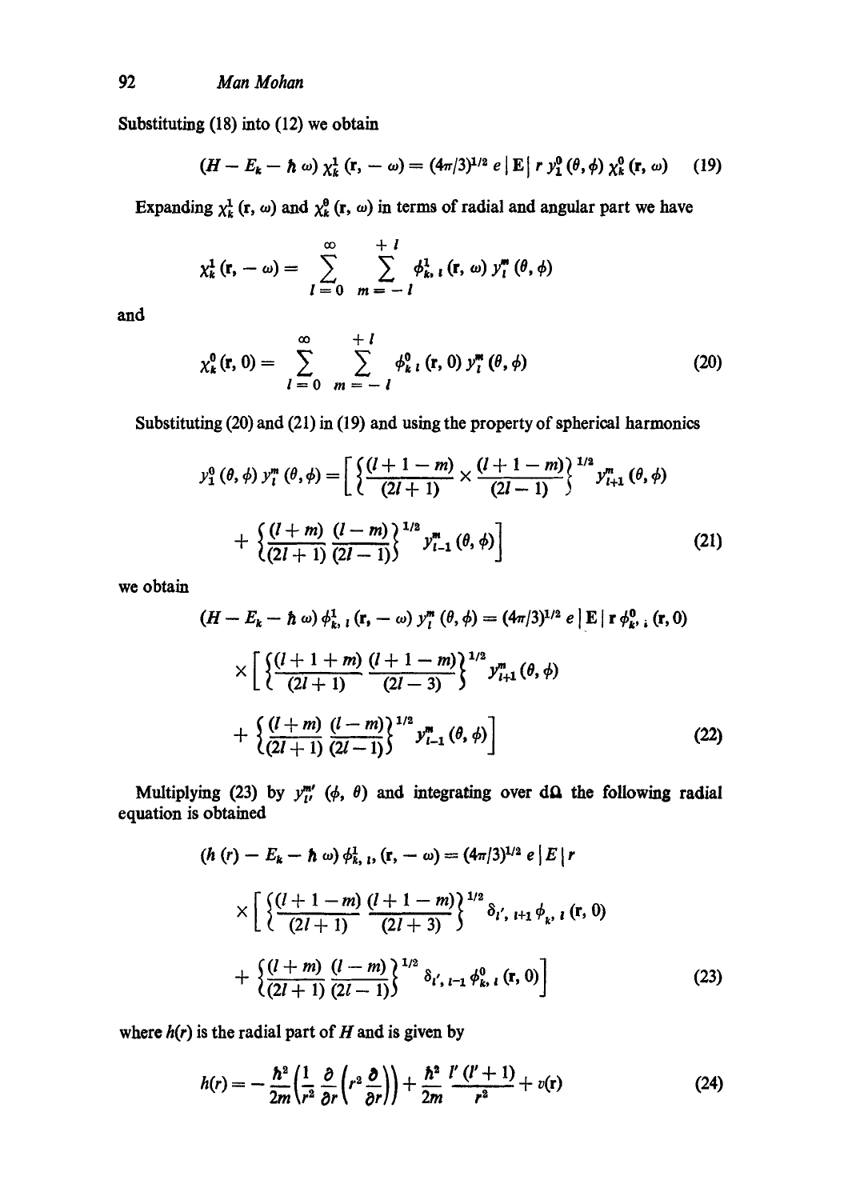Substituting (18) into (12) we obtain

$$(H - E_k - \hbar\,\omega)\,\chi_k^1(\mathbf{r}, -\omega) = (4\pi/3)^{1/2}\, e\,|\,\mathbf{E}\,|\, r\, y_1^0(\theta,\phi)\,\chi_k^0(\mathbf{r},\omega) \tag{19}$$

Expanding $\chi_k^1(\mathbf{r},\omega)$ and $\chi_k^0(\mathbf{r},\omega)$ in terms of radial and angular part we have

$$\chi_k^1(\mathbf{r}, -\omega) = \sum_{l=0}^{\infty} \sum_{m=-l}^{+l} \phi_{k,\,l}^1(\mathbf{r},\omega)\, y_l^m(\theta,\phi)$$

and

$$\chi_k^0(\mathbf{r}, 0) = \sum_{l=0}^{\infty} \sum_{m=-l}^{+l} \phi_{k\,l}^0(\mathbf{r},0)\, y_l^m(\theta,\phi) \tag{20}$$

Substituting (20) and (21) in (19) and using the property of spherical harmonics

$$y_1^0(\theta,\phi)\, y_l^m(\theta,\phi) = \left[\left\{\frac{(l+1-m)}{(2l+1)} \times \frac{(l+1-m)}{(2l-1)}\right\}^{1/2} y_{l+1}^m(\theta,\phi) + \left\{\frac{(l+m)}{(2l+1)}\frac{(l-m)}{(2l-1)}\right\}^{1/2} y_{l-1}^m(\theta,\phi)\right] \tag{21}$$

we obtain

$$(H - E_k - \hbar\,\omega)\,\phi_{k,\,l}^1(\mathbf{r}, -\omega)\, y_l^m(\theta,\phi) = (4\pi/3)^{1/2}\, e\,|\,\mathbf{E}\,|\,\mathbf{r}\,\phi_{k',\,i}^0(\mathbf{r},0)$$
$$\times \left[\left\{\frac{(l+1+m)}{(2l+1)}\frac{(l+1-m)}{(2l-3)}\right\}^{1/2} y_{l+1}^m(\theta,\phi) + \left\{\frac{(l+m)}{(2l+1)}\frac{(l-m)}{(2l-1)}\right\}^{1/2} y_{l-1}^m(\theta,\phi)\right] \tag{22}$$

Multiplying (23) by $y_{l'}^{m'}(\phi,\theta)$ and integrating over $d\Omega$ the following radial equation is obtained

$$(h(r) - E_k - \hbar\,\omega)\,\phi_{k,\,l'}^1(\mathbf{r}, -\omega) = (4\pi/3)^{1/2}\, e\,|\,E\,|\, r$$
$$\times \left[\left\{\frac{(l+1-m)}{(2l+1)}\frac{(l+1-m)}{(2l+3)}\right\}^{1/2} \delta_{l',\,l+1}\,\phi_{k',\,l}(\mathbf{r},0) + \left\{\frac{(l+m)}{(2l+1)}\frac{(l-m)}{(2l-1)}\right\}^{1/2} \delta_{l',\,l-1}\,\phi_{k,\,l}^0(\mathbf{r},0)\right] \tag{23}$$

where $h(r)$ is the radial part of $H$ and is given by

$$h(r) = -\frac{\hbar^2}{2m}\left(\frac{1}{r^2}\frac{\partial}{\partial r}\left(r^2\frac{\partial}{\partial r}\right)\right) + \frac{\hbar^2}{2m}\frac{l'(l'+1)}{r^2} + v(r) \tag{24}$$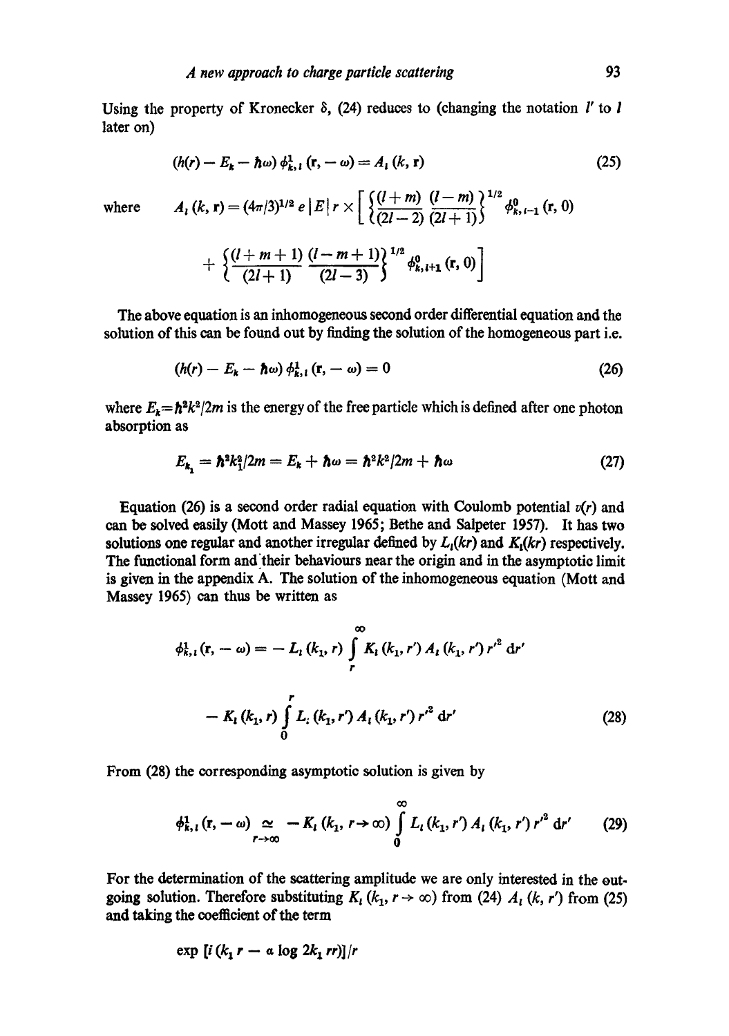Using the property of Kronecker $\delta$, (24) reduces to (changing the notation $l'$ to $l$ later on)

$$(h(r) - E_k - \hbar\omega)\, \phi^1_{k,l}(\mathbf{r}, -\omega) = A_l(k, \mathbf{r}) \tag{25}$$

where
$$A_l(k, \mathbf{r}) = (4\pi/3)^{1/2}\, e\, |E|\, r \times \left[ \left\{ \frac{(l+m)}{(2l-2)} \frac{(l-m)}{(2l+1)} \right\}^{1/2} \phi^0_{k,l-1}(\mathbf{r}, 0) + \left\{ \frac{(l+m+1)}{(2l+1)} \frac{(l-m+1)}{(2l-3)} \right\}^{1/2} \phi^0_{k,l+1}(\mathbf{r}, 0) \right]$$

The above equation is an inhomogeneous second order differential equation and the solution of this can be found out by finding the solution of the homogeneous part i.e.

$$(h(r) - E_k - \hbar\omega)\, \phi^1_{k,l}(\mathbf{r}, -\omega) = 0 \tag{26}$$

where $E_k = \hbar^2 k^2/2m$ is the energy of the free particle which is defined after one photon absorption as

$$E_{k_1} = \hbar^2 k_1^2/2m = E_k + \hbar\omega = \hbar^2 k^2/2m + \hbar\omega \tag{27}$$

Equation (26) is a second order radial equation with Coulomb potential $v(r)$ and can be solved easily (Mott and Massey 1965; Bethe and Salpeter 1957). It has two solutions one regular and another irregular defined by $L_l(kr)$ and $K_l(kr)$ respectively. The functional form and their behaviours near the origin and in the asymptotic limit is given in the appendix A. The solution of the inhomogeneous equation (Mott and Massey 1965) can thus be written as

$$\phi^1_{k,l}(\mathbf{r}, -\omega) = -L_l(k_1, r) \int_r^{\infty} K_l(k_1, r')\, A_l(k_1, r')\, r'^2\, \mathrm{d}r' - K_l(k_1, r) \int_0^{r} L_l(k_1, r')\, A_l(k_1, r')\, r'^2\, \mathrm{d}r' \tag{28}$$

From (28) the corresponding asymptotic solution is given by

$$\phi^1_{k,l}(\mathbf{r}, -\omega) \underset{r \to \infty}{\simeq} -K_l(k_1, r \to \infty) \int_0^{\infty} L_l(k_1, r')\, A_l(k_1, r')\, r'^2\, \mathrm{d}r' \tag{29}$$

For the determination of the scattering amplitude we are only interested in the outgoing solution. Therefore substituting $K_l(k_1, r \to \infty)$ from (24) $A_l(k, r')$ from (25) and taking the coefficient of the term

$$\exp\,[i\,(k_1 r - \alpha \log 2k_1 rr)]/r$$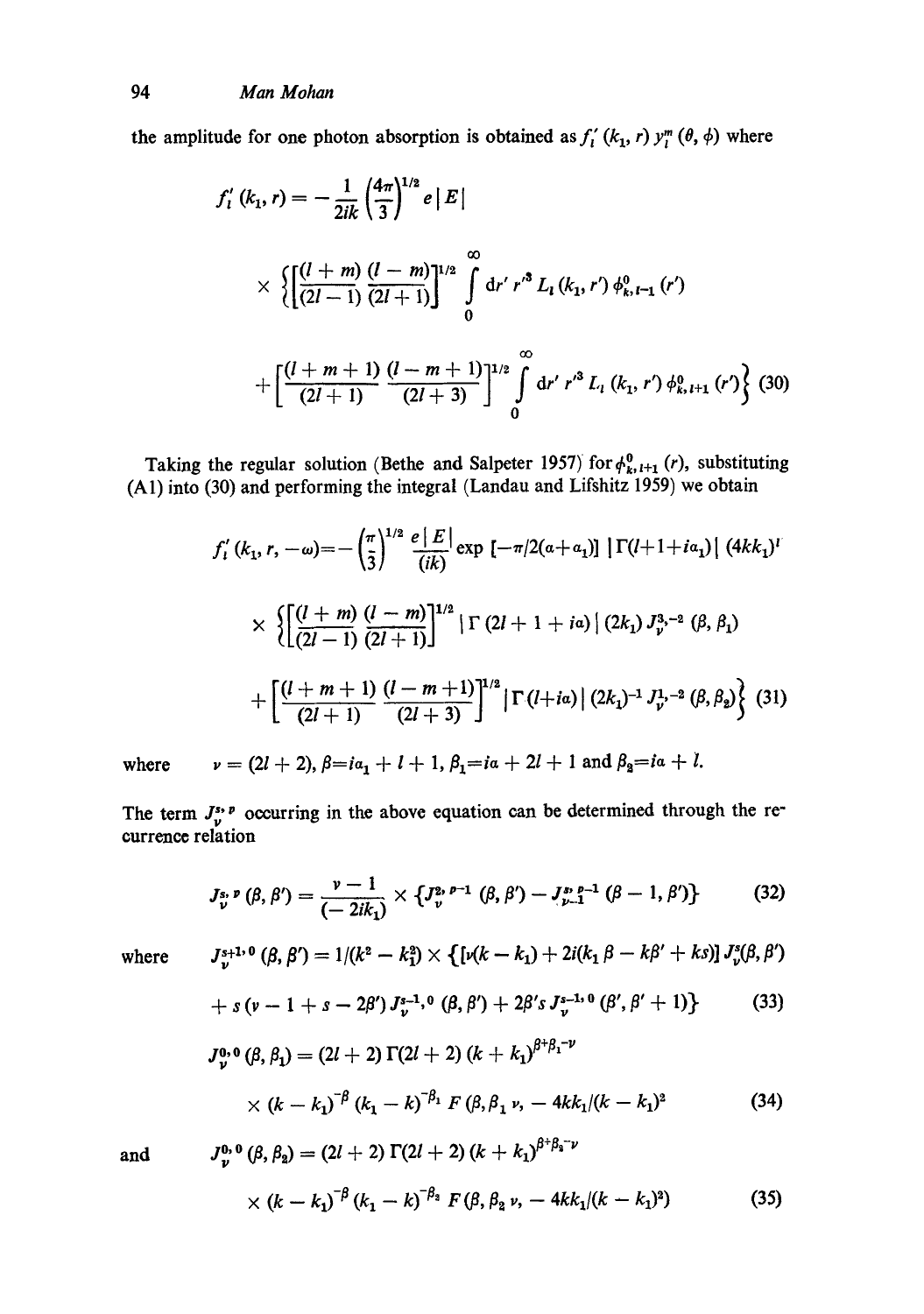the amplitude for one photon absorption is obtained as $f_l'(k_1, r)\, y_l^m(\theta, \phi)$ where

$$f_l'(k_1, r) = -\frac{1}{2ik}\left(\frac{4\pi}{3}\right)^{1/2} e\,|E|$$

$$\times \left\{\left[\frac{(l+m)}{(2l-1)}\frac{(l-m)}{(2l+1)}\right]^{1/2} \int_0^\infty \mathrm{d}r'\, r'^3\, L_l(k_1, r')\, \phi^0_{k,l-1}(r')\right.$$

$$\left. + \left[\frac{(l+m+1)}{(2l+1)}\frac{(l-m+1)}{(2l+3)}\right]^{1/2} \int_0^\infty \mathrm{d}r'\, r'^3\, L_l(k_1, r')\, \phi^0_{k,l+1}(r')\right\} \tag{30}$$

Taking the regular solution (Bethe and Salpeter 1957) for $\phi^0_{k,l+1}(r)$, substituting (A1) into (30) and performing the integral (Landau and Lifshitz 1959) we obtain

$$f_l'(k_1, r, -\omega) = -\left(\frac{\pi}{3}\right)^{1/2} \frac{e\,|E|}{(ik)} \exp\left[-\pi/2(a+a_1)\right] \,|\Gamma(l+1+ia_1)|\, (4kk_1)^l$$

$$\times \left\{\left[\frac{(l+m)}{(2l-1)}\frac{(l-m)}{(2l+1)}\right]^{1/2} |\Gamma(2l+1+ia)|\,(2k_1)\, J_\nu^{3,-2}(\beta, \beta_1)\right.$$

$$\left. + \left[\frac{(l+m+1)}{(2l+1)}\frac{(l-m+1)}{(2l+3)}\right]^{1/2} |\Gamma(l+ia)|\,(2k_1)^{-1}\, J_\nu^{1,-2}(\beta, \beta_2)\right\} \tag{31}$$

where $\nu = (2l+2)$, $\beta = ia_1 + l + 1$, $\beta_1 = ia + 2l + 1$ and $\beta_2 = ia + l$.

The term $J_\nu^{s,p}$ occurring in the above equation can be determined through the recurrence relation

$$J_\nu^{s,p}(\beta, \beta') = \frac{\nu - 1}{(-2ik_1)} \times \{J_\nu^{s,p-1}(\beta, \beta') - J_{\nu-1}^{s,p-1}(\beta - 1, \beta')\} \tag{32}$$

where

$$J_\nu^{s+1,0}(\beta, \beta') = 1/(k^2 - k_1^2) \times \{[\nu(k - k_1) + 2i(k_1\beta - k\beta' + ks)]\, J_\nu^s(\beta, \beta')$$

$$+ s(\nu - 1 + s - 2\beta')\, J_\nu^{s-1,0}(\beta, \beta') + 2\beta' s\, J_\nu^{s-1,0}(\beta', \beta' + 1)\} \tag{33}$$

$$J_\nu^{0,0}(\beta, \beta_1) = (2l+2)\,\Gamma(2l+2)\,(k + k_1)^{\beta+\beta_1-\nu}$$

$$\times (k - k_1)^{-\beta}\,(k_1 - k)^{-\beta_1}\, F(\beta, \beta_1\, \nu, -4kk_1/(k - k_1)^2 \tag{34}$$

and

$$J_\nu^{0,0}(\beta, \beta_2) = (2l+2)\,\Gamma(2l+2)\,(k + k_1)^{\beta+\beta_2-\nu}$$

$$\times (k - k_1)^{-\beta}\,(k_1 - k)^{-\beta_2}\, F(\beta, \beta_2\, \nu, -4kk_1/(k - k_1)^2) \tag{35}$$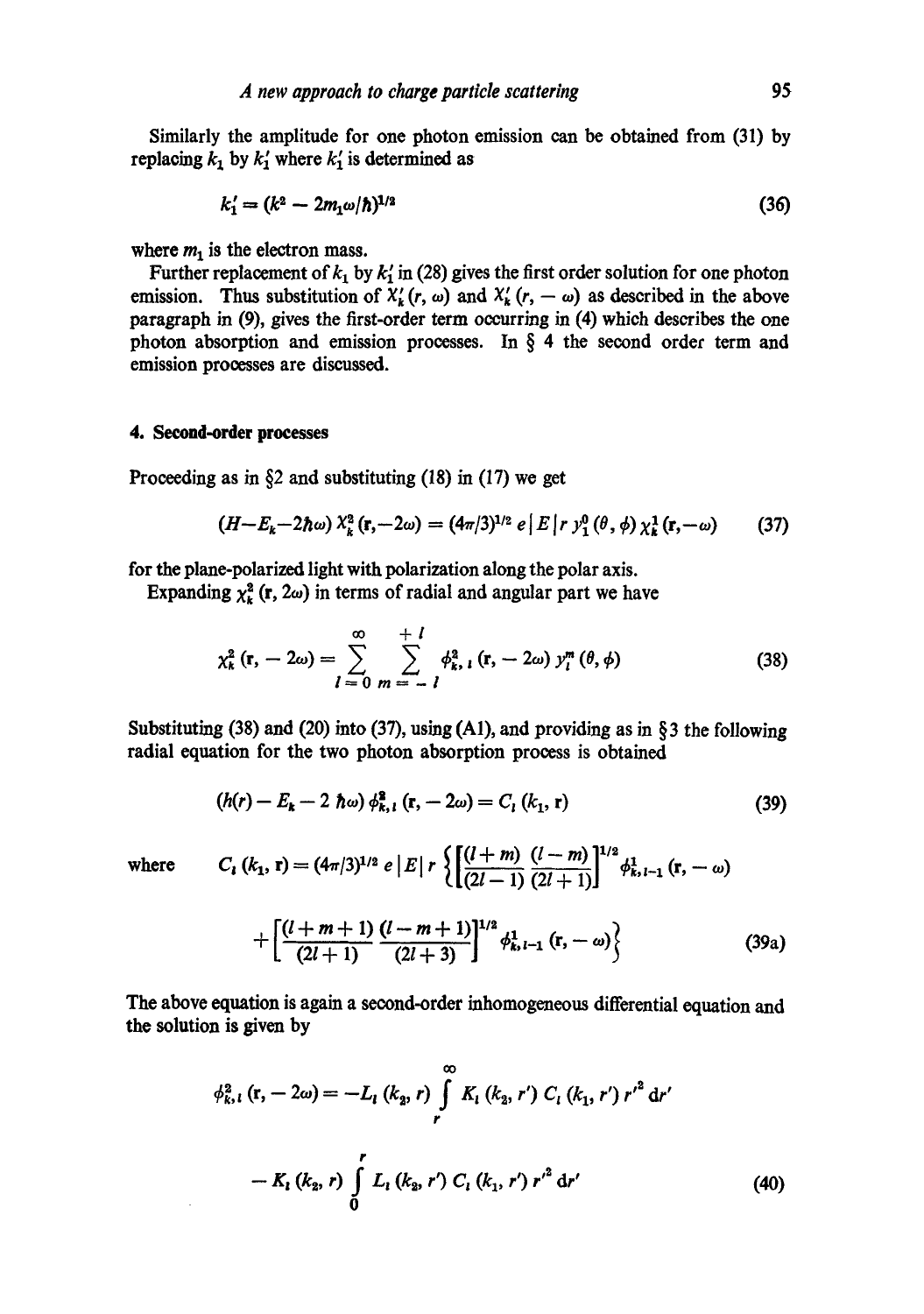Similarly the amplitude for one photon emission can be obtained from (31) by replacing $k_1$ by $k_1'$ where $k_1'$ is determined as

$$k_1' = (k^2 - 2m_1\omega/\hbar)^{1/2} \tag{36}$$

where $m_1$ is the electron mass.

Further replacement of $k_1$ by $k_1'$ in (28) gives the first order solution for one photon emission. Thus substitution of $X_k'(r, \omega)$ and $X_k'(r, -\omega)$ as described in the above paragraph in (9), gives the first-order term occurring in (4) which describes the one photon absorption and emission processes. In § 4 the second order term and emission processes are discussed.

## 4. Second-order processes

Proceeding as in §2 and substituting (18) in (17) we get

$$(H - E_k - 2\hbar\omega)\, X_k^2(\mathbf{r}, -2\omega) = (4\pi/3)^{1/2}\, e\,|E|\, r\, y_1^0(\theta, \phi)\, \chi_k^1(\mathbf{r}, -\omega) \tag{37}$$

for the plane-polarized light with polarization along the polar axis.

Expanding $\chi_k^2(\mathbf{r}, 2\omega)$ in terms of radial and angular part we have

$$\chi_k^2(\mathbf{r}, -2\omega) = \sum_{l=0}^{\infty} \sum_{m=-l}^{+l} \phi_{k,l}^2(\mathbf{r}, -2\omega)\, y_l^m(\theta, \phi) \tag{38}$$

Substituting (38) and (20) into (37), using (A1), and providing as in §3 the following radial equation for the two photon absorption process is obtained

$$(h(r) - E_k - 2\,\hbar\omega)\, \phi_{k,l}^2(\mathbf{r}, -2\omega) = C_l(k_1, \mathbf{r}) \tag{39}$$

where

$$C_l(k_1, \mathbf{r}) = (4\pi/3)^{1/2}\, e\,|E|\, r \left\{ \left[\frac{(l+m)}{(2l-1)} \frac{(l-m)}{(2l+1)}\right]^{1/2} \phi_{k,l-1}^1(\mathbf{r}, -\omega) + \left[\frac{(l+m+1)}{(2l+1)} \frac{(l-m+1)}{(2l+3)}\right]^{1/2} \phi_{k,l-1}^1(\mathbf{r}, -\omega) \right\} \tag{39a}$$

The above equation is again a second-order inhomogeneous differential equation and the solution is given by

$$\phi_{k,l}^2(\mathbf{r}, -2\omega) = -L_l(k_2, r) \int_r^{\infty} K_l(k_2, r')\, C_l(k_1, r')\, r'^2\, \mathrm{d}r' - K_l(k_2, r) \int_0^r L_l(k_2, r')\, C_l(k_1, r')\, r'^2\, \mathrm{d}r' \tag{40}$$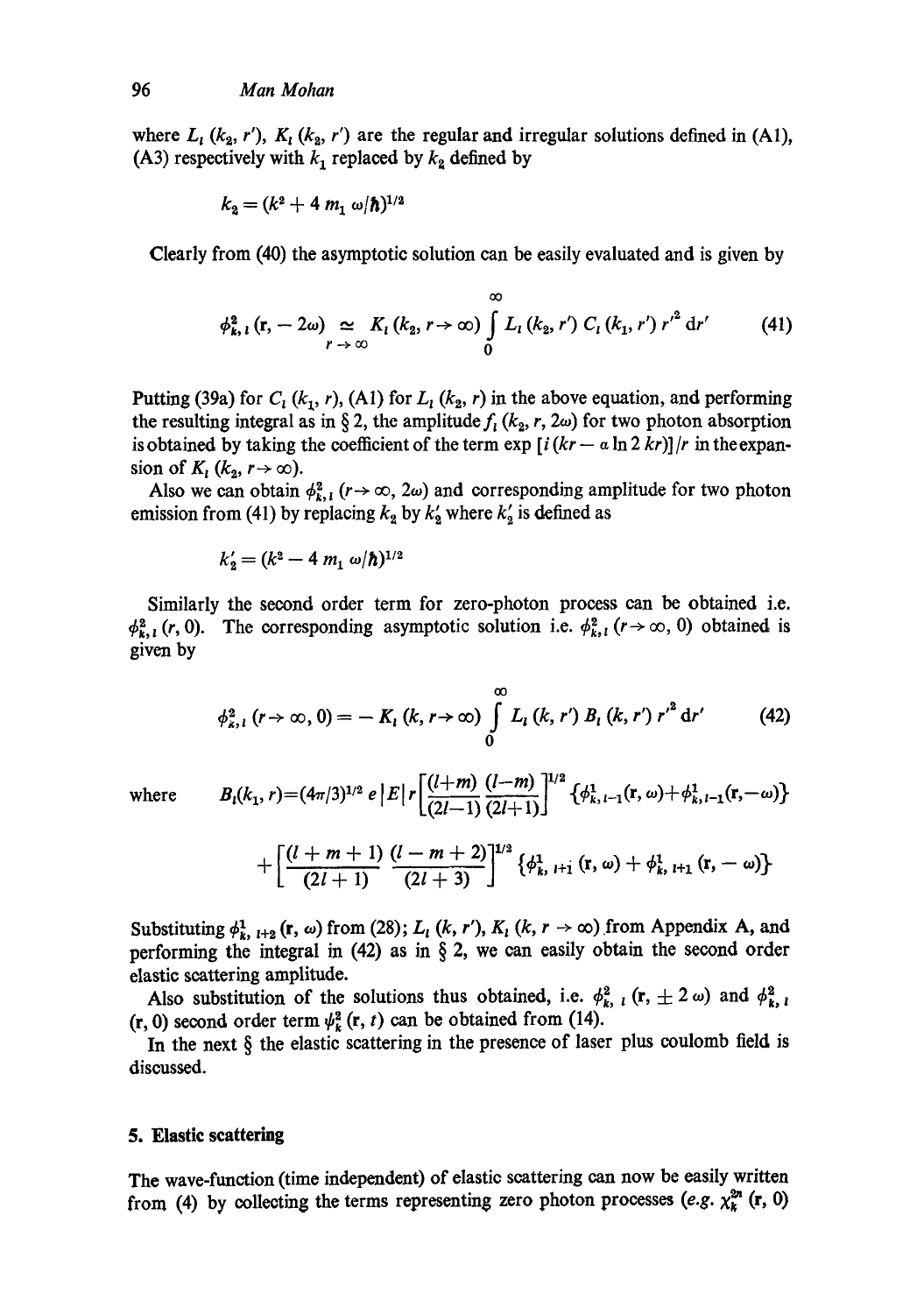where $L_l(k_2, r')$, $K_l(k_2, r')$ are the regular and irregular solutions defined in (A1), (A3) respectively with $k_1$ replaced by $k_2$ defined by

$$k_2 = (k^2 + 4\, m_1\, \omega/\hbar)^{1/2}$$

Clearly from (40) the asymptotic solution can be easily evaluated and is given by

$$\phi^2_{k,l}(\mathbf{r}, -2\omega) \underset{r\to\infty}{\simeq} K_l(k_2, r\to\infty) \int_0^\infty L_l(k_2, r')\, C_l(k_1, r')\, r'^2\, \mathrm{d}r' \tag{41}$$

Putting (39a) for $C_l(k_1, r)$, (A1) for $L_l(k_2, r)$ in the above equation, and performing the resulting integral as in § 2, the amplitude $f_l(k_2, r, 2\omega)$ for two photon absorption is obtained by taking the coefficient of the term $\exp[i(kr - \alpha \ln 2\, kr)]/r$ in the expansion of $K_l(k_2, r\to\infty)$.

Also we can obtain $\phi^2_{k,l}(r\to\infty, 2\omega)$ and corresponding amplitude for two photon emission from (41) by replacing $k_2$ by $k_2'$ where $k_2'$ is defined as

$$k_2' = (k^2 - 4\, m_1\, \omega/\hbar)^{1/2}$$

Similarly the second order term for zero-photon process can be obtained i.e. $\phi^2_{k,l}(r, 0)$. The corresponding asymptotic solution i.e. $\phi^2_{k,l}(r\to\infty, 0)$ obtained is given by

$$\phi^2_{k,l}(r\to\infty, 0) = -K_l(k, r\to\infty) \int_0^\infty L_l(k, r')\, B_l(k, r')\, r'^2\, \mathrm{d}r' \tag{42}$$

where
$$B_l(k_1, r) = (4\pi/3)^{1/2}\, e\, |E|\, r \left[\frac{(l+m)}{(2l-1)}\frac{(l-m)}{(2l+1)}\right]^{1/2} \{\phi^1_{k,l-1}(\mathbf{r}, \omega) + \phi^1_{k,l-1}(\mathbf{r}, -\omega)\}$$
$$+ \left[\frac{(l+m+1)}{(2l+1)}\frac{(l-m+2)}{(2l+3)}\right]^{1/2} \{\phi^1_{k,l+1}(\mathbf{r}, \omega) + \phi^1_{k,l+1}(\mathbf{r}, -\omega)\}$$

Substituting $\phi^1_{k,l+2}(\mathbf{r}, \omega)$ from (28); $L_l(k, r')$, $K_l(k, r\to\infty)$ from Appendix A, and performing the integral in (42) as in § 2, we can easily obtain the second order elastic scattering amplitude.

Also substitution of the solutions thus obtained, i.e. $\phi^2_{k,l}(\mathbf{r}, \pm 2\omega)$ and $\phi^2_{k,l}(\mathbf{r}, 0)$ second order term $\psi^2_k(\mathbf{r}, t)$ can be obtained from (14).

In the next § the elastic scattering in the presence of laser plus coulomb field is discussed.

## 5. Elastic scattering

The wave-function (time independent) of elastic scattering can now be easily written from (4) by collecting the terms representing zero photon processes (*e.g.* $\chi^{2n}_k(\mathbf{r}, 0)$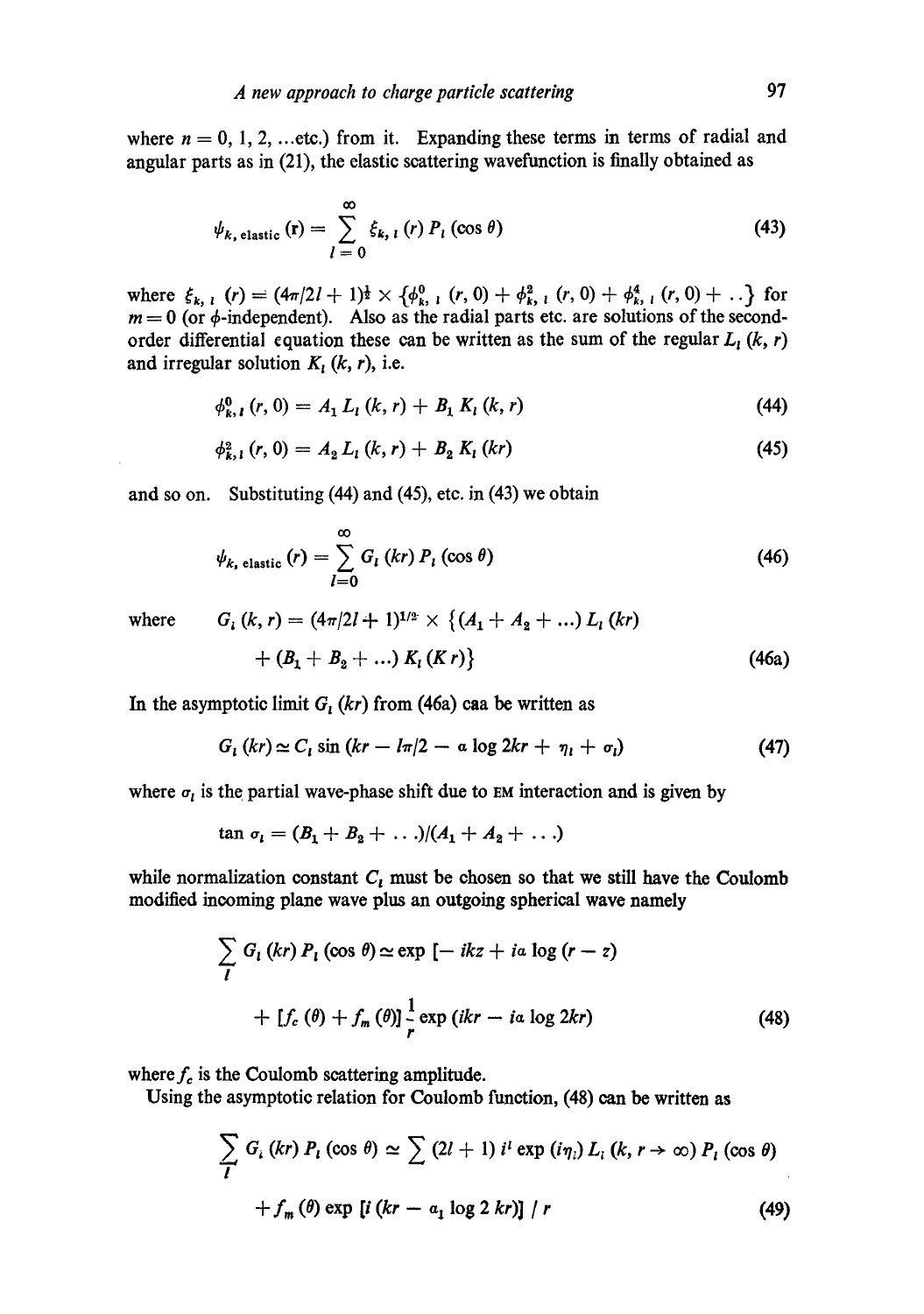where $n = 0, 1, 2, \ldots$etc.) from it. Expanding these terms in terms of radial and angular parts as in (21), the elastic scattering wavefunction is finally obtained as

$$\psi_{k,\,\text{elastic}}(\mathbf{r}) = \sum_{l=0}^{\infty} \xi_{k,\,l}(r)\, P_l(\cos\theta) \tag{43}$$

where $\xi_{k,\,l}(r) = (4\pi/2l+1)^{\frac{1}{2}} \times \{\phi^0_{k,\,l}(r,0) + \phi^2_{k,\,l}(r,0) + \phi^4_{k,\,l}(r,0) + \ldots\}$ for $m = 0$ (or $\phi$-independent). Also as the radial parts etc. are solutions of the second-order differential equation these can be written as the sum of the regular $L_l(k, r)$ and irregular solution $K_l(k, r)$, i.e.

$$\phi^0_{k,\,l}(r,0) = A_1\, L_l(k,r) + B_1\, K_l(k,r) \tag{44}$$

$$\phi^2_{k,\,l}(r,0) = A_2\, L_l(k,r) + B_2\, K_l(kr) \tag{45}$$

and so on. Substituting (44) and (45), etc. in (43) we obtain

$$\psi_{k,\,\text{elastic}}(r) = \sum_{l=0}^{\infty} G_l(kr)\, P_l(\cos\theta) \tag{46}$$

where

$$G_l(k,r) = (4\pi/2l+1)^{1/2} \times \{(A_1 + A_2 + \ldots)\, L_l(kr) + (B_1 + B_2 + \ldots)\, K_l(Kr)\} \tag{46a}$$

In the asymptotic limit $G_l(kr)$ from (46a) caa be written as

$$G_l(kr) \simeq C_l \sin(kr - l\pi/2 - a \log 2kr + \eta_l + \sigma_l) \tag{47}$$

where $\sigma_l$ is the partial wave-phase shift due to EM interaction and is given by

$$\tan\sigma_l = (B_1 + B_2 + \ldots)/(A_1 + A_2 + \ldots)$$

while normalization constant $C_l$ must be chosen so that we still have the Coulomb modified incoming plane wave plus an outgoing spherical wave namely

$$\sum_l G_l(kr)\, P_l(\cos\theta) \simeq \exp\,[-\,ikz + ia \log(r - z)) + [f_c(\theta) + f_m(\theta)]\,\frac{1}{r}\exp(ikr - ia \log 2kr) \tag{48}$$

where $f_c$ is the Coulomb scattering amplitude.

Using the asymptotic relation for Coulomb function, (48) can be written as

$$\sum_l G_l(kr)\, P_l(\cos\theta) \simeq \sum (2l+1)\, i^l \exp(i\eta_l)\, L_l(k, r \to \infty)\, P_l(\cos\theta) + f_m(\theta) \exp\,[i\,(kr - a_1 \log 2\,kr)]\;/\;r \tag{49}$$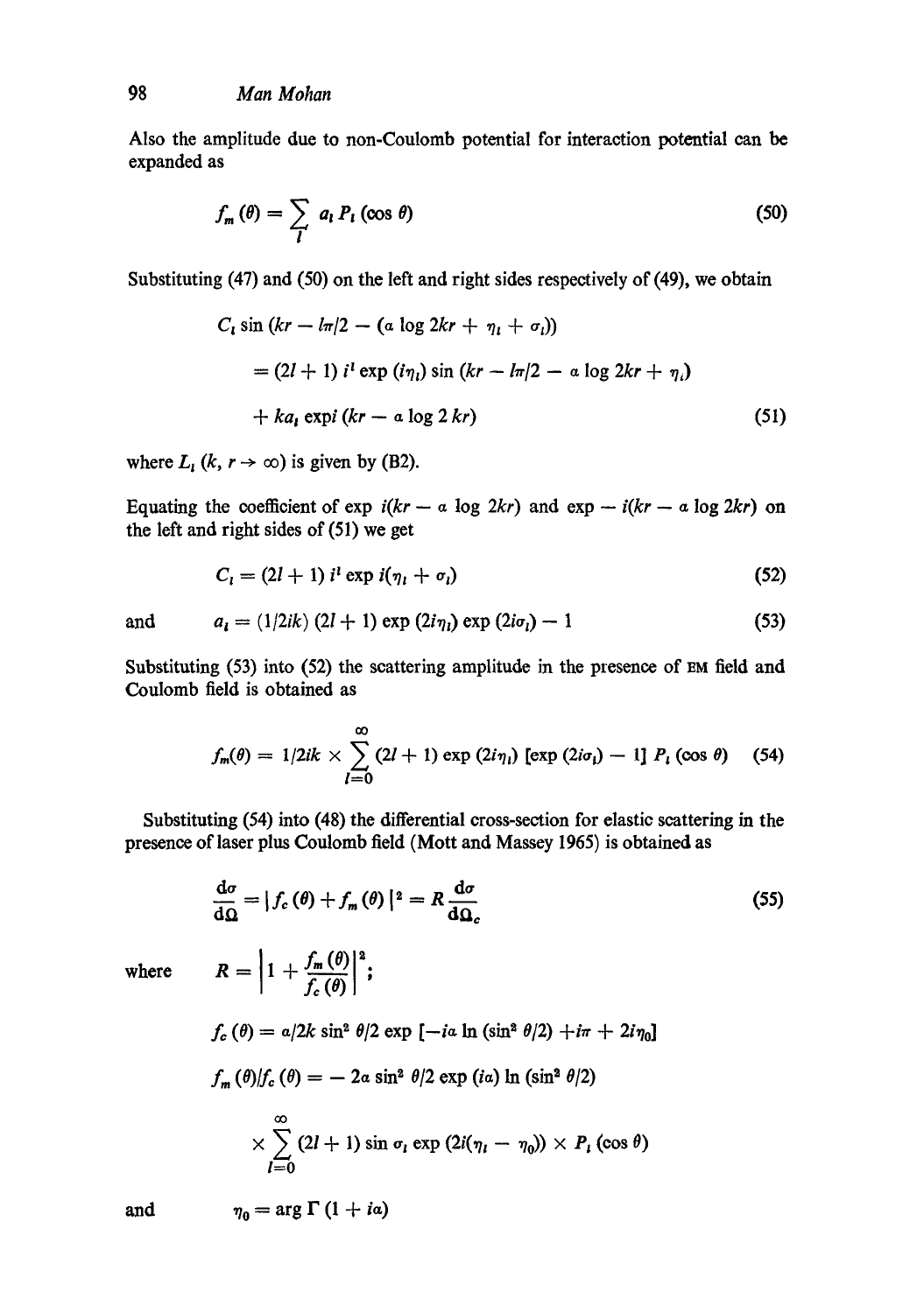Also the amplitude due to non-Coulomb potential for interaction potential can be expanded as

$$f_m(\theta) = \sum_l a_l P_l(\cos\theta) \tag{50}$$

Substituting (47) and (50) on the left and right sides respectively of (49), we obtain

$$\begin{aligned} C_l \sin(kr - l\pi/2 - (\alpha \log 2kr + \eta_l + \sigma_l)) \\ = (2l+1)\, i^l \exp(i\eta_l) \sin(kr - l\pi/2 - \alpha \log 2kr + \eta_l) \\ + ka_l \exp i(kr - \alpha \log 2kr) \end{aligned} \tag{51}$$

where $L_l(k, r \to \infty)$ is given by (B2).

Equating the coefficient of $\exp i(kr - \alpha \log 2kr)$ and $\exp - i(kr - \alpha \log 2kr)$ on the left and right sides of (51) we get

$$C_l = (2l+1)\, i^l \exp i(\eta_l + \sigma_l) \tag{52}$$

and

$$a_l = (1/2ik)(2l+1) \exp(2i\eta_l) \exp(2i\sigma_l) - 1 \tag{53}$$

Substituting (53) into (52) the scattering amplitude in the presence of EM field and Coulomb field is obtained as

$$f_m(\theta) = 1/2ik \times \sum_{l=0}^{\infty} (2l+1) \exp(2i\eta_l) [\exp(2i\sigma_l) - 1]\, P_l(\cos\theta) \tag{54}$$

Substituting (54) into (48) the differential cross-section for elastic scattering in the presence of laser plus Coulomb field (Mott and Massey 1965) is obtained as

$$\frac{d\sigma}{d\Omega} = |f_c(\theta) + f_m(\theta)|^2 = R\frac{d\sigma}{d\Omega_c} \tag{55}$$

where

$$R = \left|1 + \frac{f_m(\theta)}{f_c(\theta)}\right|^2;$$

$$f_c(\theta) = \alpha/2k \sin^2\theta/2 \exp[-i\alpha \ln(\sin^2\theta/2) + i\pi + 2i\eta_0]$$

$$f_m(\theta)/f_c(\theta) = -2\alpha \sin^2\theta/2 \exp(i\alpha) \ln(\sin^2\theta/2)$$

$$\times \sum_{l=0}^{\infty} (2l+1) \sin\sigma_l \exp(2i(\eta_l - \eta_0)) \times P_l(\cos\theta)$$

and

$$\eta_0 = \arg\Gamma(1 + i\alpha)$$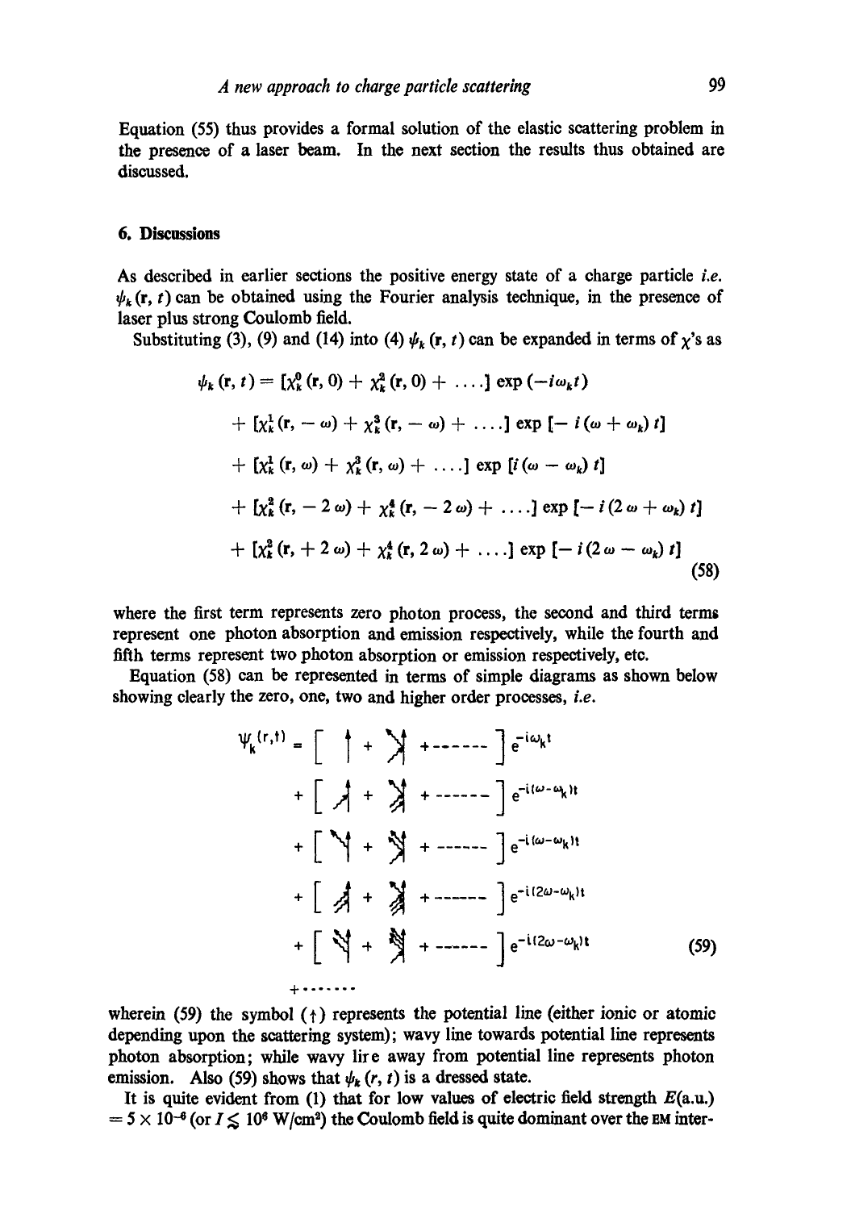Equation (55) thus provides a formal solution of the elastic scattering problem in the presence of a laser beam. In the next section the results thus obtained are discussed.

## 6. Discussions

As described in earlier sections the positive energy state of a charge particle *i.e.* $\psi_k(\mathbf{r}, t)$ can be obtained using the Fourier analysis technique, in the presence of laser plus strong Coulomb field.

Substituting (3), (9) and (14) into (4) $\psi_k(\mathbf{r}, t)$ can be expanded in terms of $\chi$'s as

$$
\begin{aligned}
\psi_k(\mathbf{r}, t) = {} & [\chi_k^0(\mathbf{r}, 0) + \chi_k^2(\mathbf{r}, 0) + \ldots] \exp(-i\omega_k t) \\
& + [\chi_k^1(\mathbf{r}, -\omega) + \chi_k^3(\mathbf{r}, -\omega) + \ldots] \exp[-i(\omega + \omega_k) t] \\
& + [\chi_k^1(\mathbf{r}, \omega) + \chi_k^3(\mathbf{r}, \omega) + \ldots] \exp[i(\omega - \omega_k) t] \\
& + [\chi_k^2(\mathbf{r}, -2\omega) + \chi_k^4(\mathbf{r}, -2\omega) + \ldots] \exp[-i(2\omega + \omega_k) t] \\
& + [\chi_k^2(\mathbf{r}, +2\omega) + \chi_k^4(\mathbf{r}, 2\omega) + \ldots] \exp[-i(2\omega - \omega_k) t]
\end{aligned}
\tag{58}
$$

where the first term represents zero photon process, the second and third terms represent one photon absorption and emission respectively, while the fourth and fifth terms represent two photon absorption or emission respectively, etc.

Equation (58) can be represented in terms of simple diagrams as shown below showing clearly the zero, one, two and higher order processes, *i.e.*

$$
\begin{aligned}
\psi_k(r,t) = {} & [\text{diagram} + \text{diagram} + \text{------}]\, e^{-i\omega_k t} \\
& + [\text{diagram} + \text{diagram} + \text{------}]\, e^{-i(\omega-\omega_k)t} \\
& + [\text{diagram} + \text{diagram} + \text{------}]\, e^{-i(\omega-\omega_k)t} \\
& + [\text{diagram} + \text{diagram} + \text{------}]\, e^{-i(2\omega-\omega_k)t} \\
& + [\text{diagram} + \text{diagram} + \text{------}]\, e^{-i(2\omega-\omega_k)t} \\
& + \ldots\ldots\ldots
\end{aligned}
\tag{59}
$$

wherein (59) the symbol ($\uparrow$) represents the potential line (either ionic or atomic depending upon the scattering system); wavy line towards potential line represents photon absorption; while wavy line away from potential line represents photon emission. Also (59) shows that $\psi_k(r, t)$ is a dressed state.

It is quite evident from (1) that for low values of electric field strength $E$(a.u.) $= 5 \times 10^{-6}$ (or $I \lesssim 10^6$ W/cm$^2$) the Coulomb field is quite dominant over the EM inter-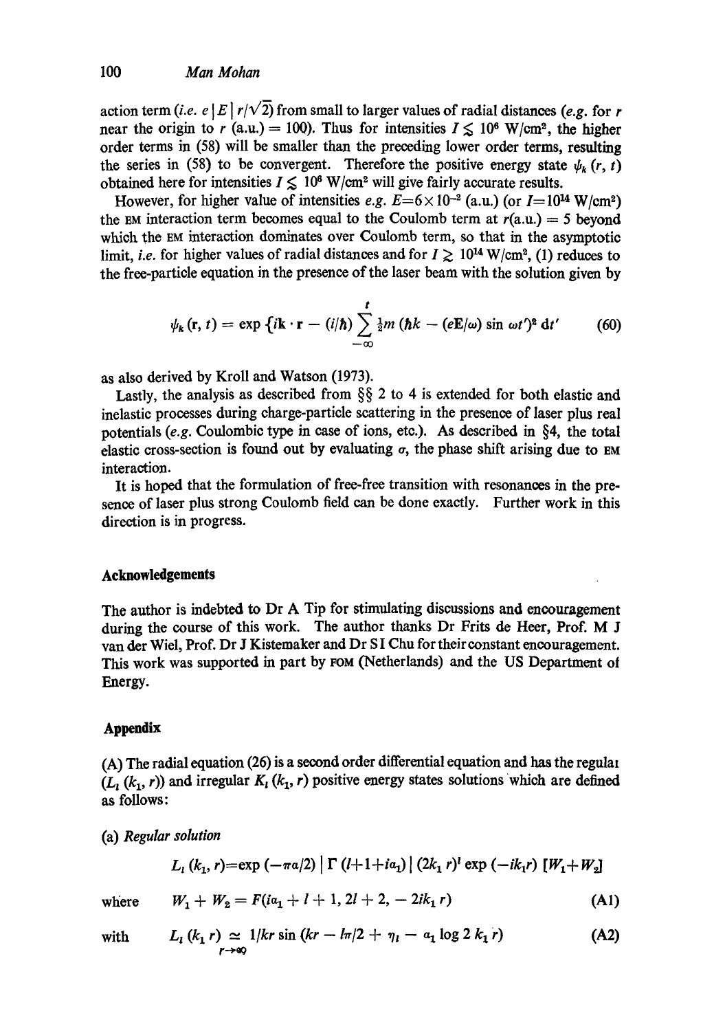action term (*i.e.* $e|E|r/\sqrt{2}$) from small to larger values of radial distances (*e.g.* for $r$ near the origin to $r$ (a.u.) = 100). Thus for intensities $I \lesssim 10^6$ W/cm², the higher order terms in (58) will be smaller than the preceding lower order terms, resulting the series in (58) to be convergent. Therefore the positive energy state $\psi_k(r, t)$ obtained here for intensities $I \lesssim 10^6$ W/cm² will give fairly accurate results.

However, for higher value of intensities *e.g.* $E = 6\times10^{-2}$ (a.u.) (or $I = 10^{14}$ W/cm²) the EM interaction term becomes equal to the Coulomb term at $r$(a.u.) = 5 beyond which the EM interaction dominates over Coulomb term, so that in the asymptotic limit, *i.e.* for higher values of radial distances and for $I \gtrsim 10^{14}$ W/cm², (1) reduces to the free-particle equation in the presence of the laser beam with the solution given by

$$\psi_k(\mathbf{r}, t) = \exp\left\{i\mathbf{k}\cdot\mathbf{r} - (i/\hbar)\sum_{-\infty}^{t} \tfrac{1}{2}m\,(\hbar k - (e\mathbf{E}/\omega)\sin\omega t')^2\, dt'\right. \tag{60}$$

as also derived by Kroll and Watson (1973).

Lastly, the analysis as described from §§ 2 to 4 is extended for both elastic and inelastic processes during charge-particle scattering in the presence of laser plus real potentials (*e.g.* Coulombic type in case of ions, etc.). As described in §4, the total elastic cross-section is found out by evaluating $\sigma$, the phase shift arising due to EM interaction.

It is hoped that the formulation of free-free transition with resonances in the presence of laser plus strong Coulomb field can be done exactly. Further work in this direction is in progress.

## Acknowledgements

The author is indebted to Dr A Tip for stimulating discussions and encouragement during the course of this work. The author thanks Dr Frits de Heer, Prof. M J van der Wiel, Prof. Dr J Kistemaker and Dr S I Chu for their constant encouragement. This work was supported in part by FOM (Netherlands) and the US Department of Energy.

## Appendix

(A) The radial equation (26) is a second order differential equation and has the regular ($L_l(k_1, r)$) and irregular $K_l(k_1, r)$ positive energy states solutions which are defined as follows:

(a) *Regular solution*

$$L_l(k_1, r) = \exp(-\pi a/2)\,|\,\Gamma(l+1+ia_1)\,|\,(2k_1 r)^l \exp(-ik_1 r)\,[W_1 + W_2]$$

where $$W_1 + W_2 = F(ia_1 + l + 1, 2l + 2, -2ik_1 r) \tag{A1}$$

with $$L_l(k_1 r) \underset{r\to\infty}{\simeq} 1/kr \sin(kr - l\pi/2 + \eta_l - a_1 \log 2k_1 r) \tag{A2}$$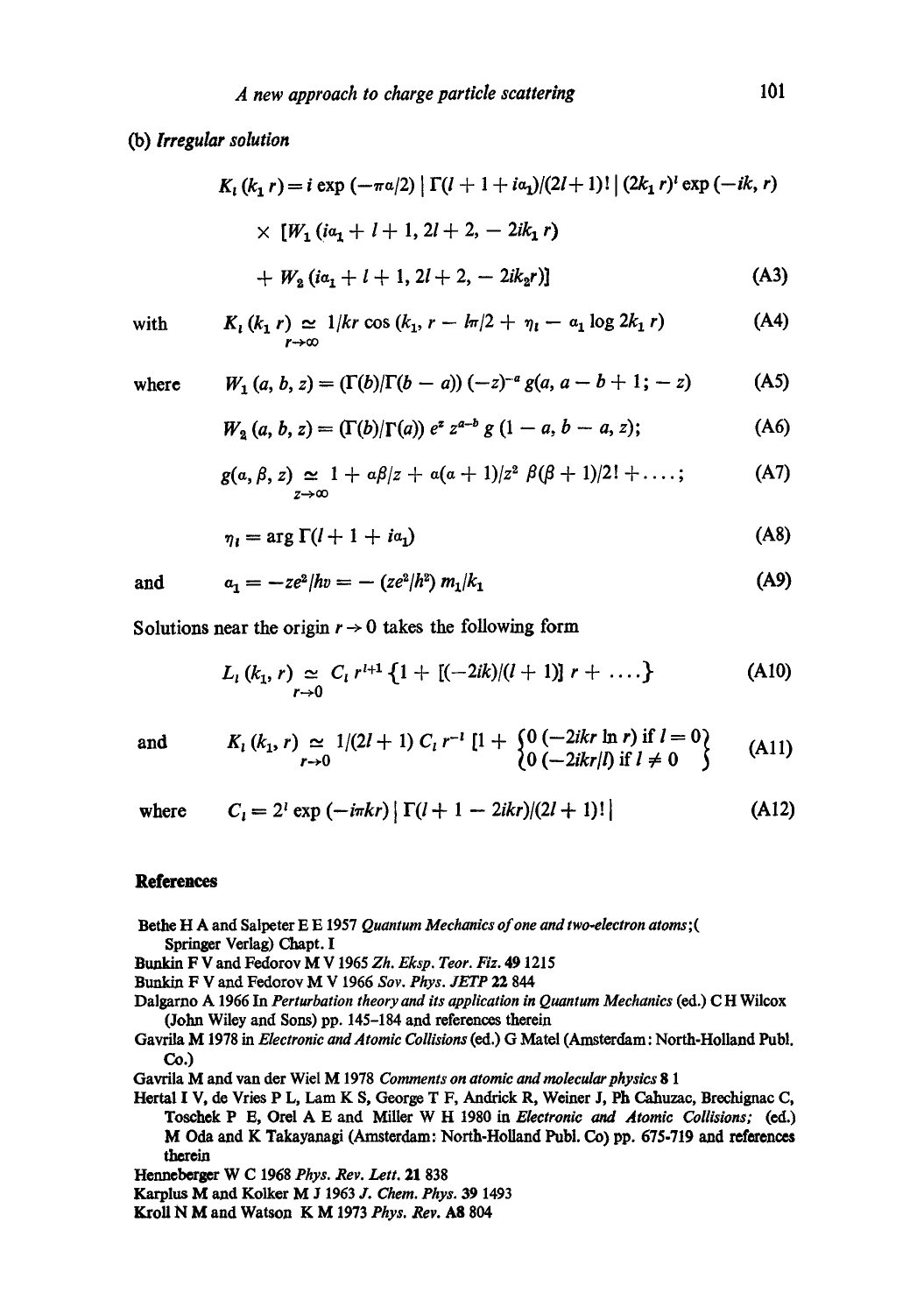(b) *Irregular solution*

$$K_l(k_1 r) = i \exp(-\pi a/2) \,|\, \Gamma(l + 1 + i a_1)/(2l + 1)! \,|\, (2k_1 r)^l \exp(-ik, r)$$

$$\times \; [W_1(i a_1 + l + 1, 2l + 2, -2ik_1 r)$$

$$+ W_2(i a_1 + l + 1, 2l + 2, -2ik_2 r)] \tag{A3}$$

with
$$K_l(k_1 r) \underset{r \to \infty}{\simeq} 1/kr \cos(k_1, r - l\pi/2 + \eta_l - a_1 \log 2k_1 r) \tag{A4}$$

where
$$W_1(a, b, z) = (\Gamma(b)/\Gamma(b - a))\,(-z)^{-a}\, g(a, a - b + 1; -z) \tag{A5}$$

$$W_2(a, b, z) = (\Gamma(b)/\Gamma(a))\, e^z z^{a-b}\, g(1 - a, b - a, z); \tag{A6}$$

$$g(\alpha, \beta, z) \underset{z \to \infty}{\simeq} 1 + \alpha\beta/z + \alpha(\alpha + 1)/z^2\; \beta(\beta + 1)/2! + \ldots; \tag{A7}$$

$$\eta_l = \arg \Gamma(l + 1 + i a_1) \tag{A8}$$

and
$$a_1 = -ze^2/hv = -(ze^2/h^2)\, m_1/k_1 \tag{A9}$$

Solutions near the origin $r \to 0$ takes the following form

$$L_l(k_1, r) \underset{r \to 0}{\simeq} C_l\, r^{l+1} \{1 + [(-2ik)/(l + 1)]\, r + \ldots\} \tag{A10}$$

and
$$K_l(k_1, r) \underset{r \to 0}{\simeq} 1/(2l + 1)\, C_l\, r^{-l} \left[1 + \begin{Bmatrix} 0(-2ikr \ln r) \text{ if } l = 0 \\ 0(-2ikr/l) \text{ if } l \neq 0 \end{Bmatrix}\right. \tag{A11}$$

where
$$C_l = 2^l \exp(-i\pi kr) \,|\, \Gamma(l + 1 - 2ikr)/(2l + 1)! \,| \tag{A12}$$

## References

Bethe H A and Salpeter E E 1957 *Quantum Mechanics of one and two-electron atoms*;( Springer Verlag) Chapt. I

Bunkin F V and Fedorov M V 1965 *Zh. Eksp. Teor. Fiz.* **49** 1215

Bunkin F V and Fedorov M V 1966 *Sov. Phys. JETP* **22** 844

Dalgarno A 1966 In *Perturbation theory and its application in Quantum Mechanics* (ed.) C H Wilcox (John Wiley and Sons) pp. 145–184 and references therein

Gavrila M 1978 in *Electronic and Atomic Collisions* (ed.) G Matel (Amsterdam: North-Holland Publ. Co.)

Gavrila M and van der Wiel M 1978 *Comments on atomic and molecular physics* **8** 1

Hertal I V, de Vries P L, Lam K S, George T F, Andrick R, Weiner J, Ph Cahuzac, Brechignac C, Toschek P E, Orel A E and Miller W H 1980 in *Electronic and Atomic Collisions;* (ed.) M Oda and K Takayanagi (Amsterdam: North-Holland Publ. Co) pp. 675-719 and references therein

Henneberger W C 1968 *Phys. Rev. Lett.* **21** 838

Karplus M and Kolker M J 1963 *J. Chem. Phys.* **39** 1493

Kroll N M and Watson K M 1973 *Phys. Rev.* **A8** 804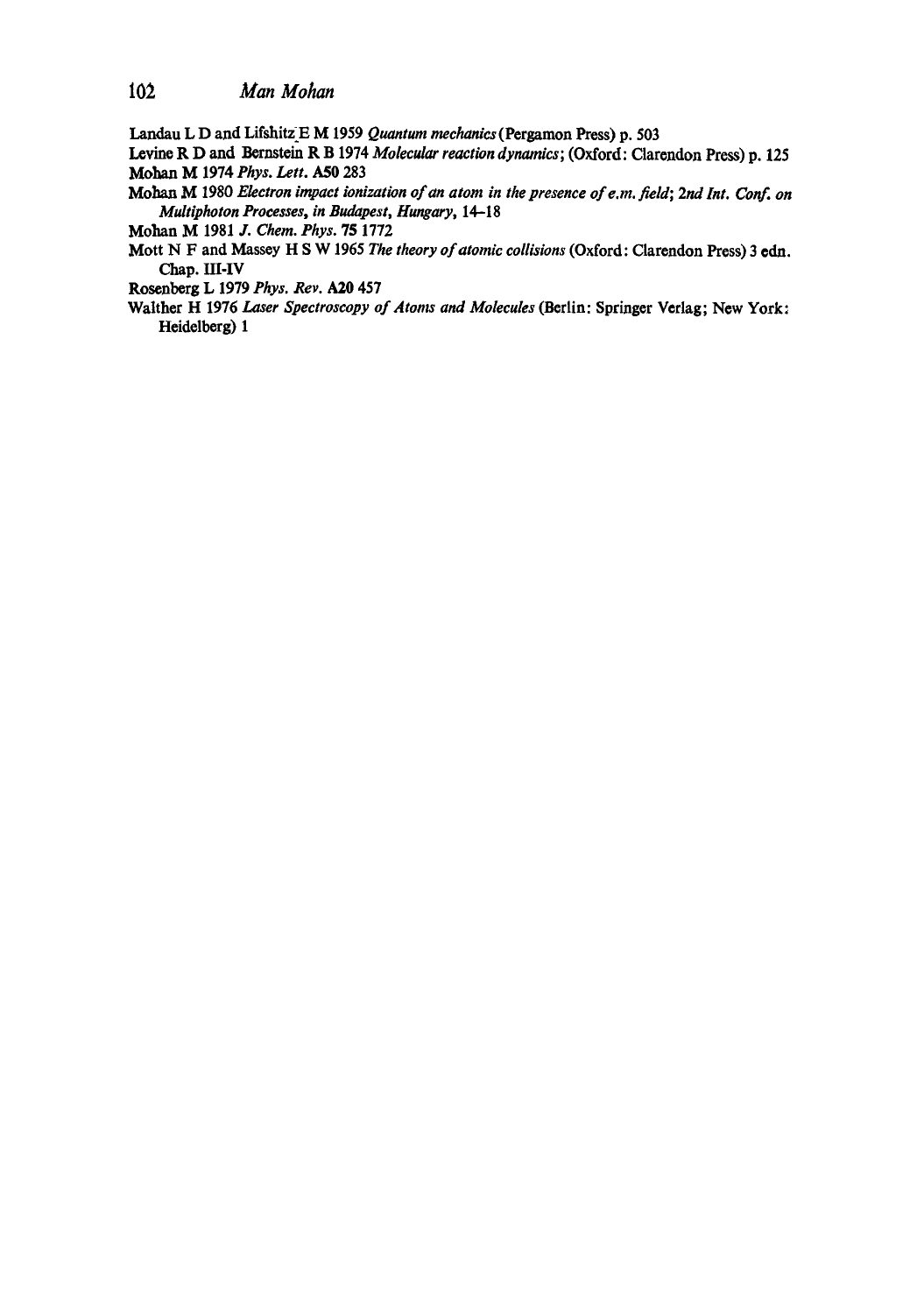Landau L D and Lifshitz E M 1959 *Quantum mechanics* (Pergamon Press) p. 503

Levine R D and Bernstein R B 1974 *Molecular reaction dynamics*; (Oxford: Clarendon Press) p. 125

Mohan M 1974 *Phys. Lett.* **A50** 283

Mohan M 1980 *Electron impact ionization of an atom in the presence of e.m. field*; *2nd Int. Conf. on Multiphoton Processes, in Budapest, Hungary*, 14–18

Mohan M 1981 *J. Chem. Phys.* **75** 1772

Mott N F and Massey H S W 1965 *The theory of atomic collisions* (Oxford: Clarendon Press) 3 edn. Chap. III-IV

Rosenberg L 1979 *Phys. Rev.* **A20** 457

Walther H 1976 *Laser Spectroscopy of Atoms and Molecules* (Berlin: Springer Verlag; New York: Heidelberg) 1